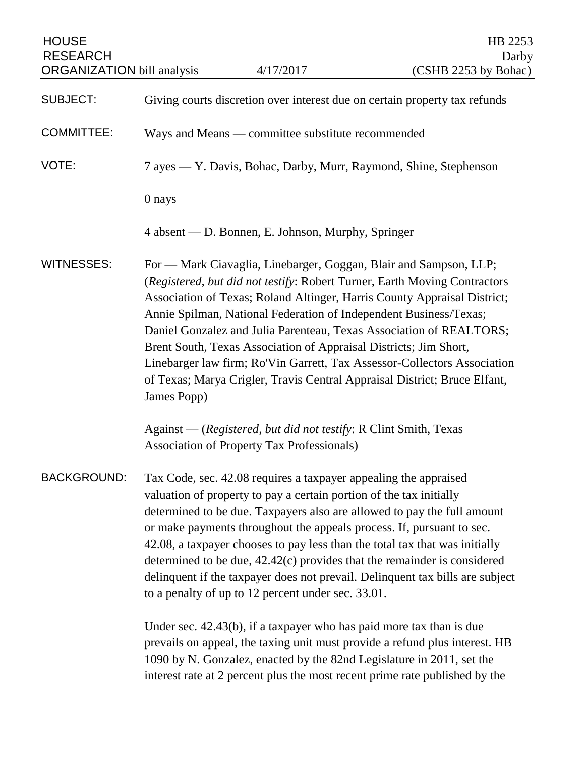HOUSE RESEARCH ORGANIZATION bill analysis — 4/17/2017 — HB 2253 Darby (CSHB 2253 by Bohac)

**SUBJECT:** Giving courts discretion over interest due on certain property tax refunds

**COMMITTEE:** Ways and Means — committee substitute recommended

**VOTE:** 7 ayes — Y. Davis, Bohac, Darby, Murr, Raymond, Shine, Stephenson

0 nays

4 absent — D. Bonnen, E. Johnson, Murphy, Springer

**WITNESSES:** For — Mark Ciavaglia, Linebarger, Goggan, Blair and Sampson, LLP; (*Registered, but did not testify*: Robert Turner, Earth Moving Contractors Association of Texas; Roland Altinger, Harris County Appraisal District; Annie Spilman, National Federation of Independent Business/Texas; Daniel Gonzalez and Julia Parenteau, Texas Association of REALTORS; Brent South, Texas Association of Appraisal Districts; Jim Short, Linebarger law firm; Ro'Vin Garrett, Tax Assessor-Collectors Association of Texas; Marya Crigler, Travis Central Appraisal District; Bruce Elfant, James Popp)

Against — (*Registered, but did not testify*: R Clint Smith, Texas Association of Property Tax Professionals)

**BACKGROUND:** Tax Code, sec. 42.08 requires a taxpayer appealing the appraised valuation of property to pay a certain portion of the tax initially determined to be due. Taxpayers also are allowed to pay the full amount or make payments throughout the appeals process. If, pursuant to sec. 42.08, a taxpayer chooses to pay less than the total tax that was initially determined to be due, 42.42(c) provides that the remainder is considered delinquent if the taxpayer does not prevail. Delinquent tax bills are subject to a penalty of up to 12 percent under sec. 33.01.

Under sec. 42.43(b), if a taxpayer who has paid more tax than is due prevails on appeal, the taxing unit must provide a refund plus interest. HB 1090 by N. Gonzalez, enacted by the 82nd Legislature in 2011, set the interest rate at 2 percent plus the most recent prime rate published by the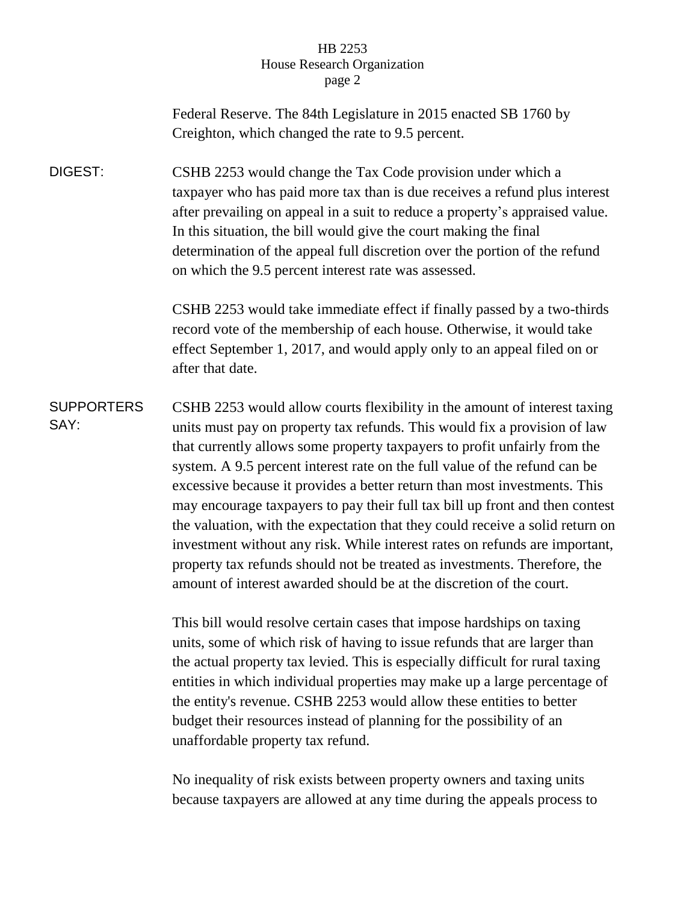Federal Reserve. The 84th Legislature in 2015 enacted SB 1760 by Creighton, which changed the rate to 9.5 percent.

**DIGEST:**

CSHB 2253 would change the Tax Code provision under which a taxpayer who has paid more tax than is due receives a refund plus interest after prevailing on appeal in a suit to reduce a property's appraised value. In this situation, the bill would give the court making the final determination of the appeal full discretion over the portion of the refund on which the 9.5 percent interest rate was assessed.

CSHB 2253 would take immediate effect if finally passed by a two-thirds record vote of the membership of each house. Otherwise, it would take effect September 1, 2017, and would apply only to an appeal filed on or after that date.

**SUPPORTERS SAY:**

CSHB 2253 would allow courts flexibility in the amount of interest taxing units must pay on property tax refunds. This would fix a provision of law that currently allows some property taxpayers to profit unfairly from the system. A 9.5 percent interest rate on the full value of the refund can be excessive because it provides a better return than most investments. This may encourage taxpayers to pay their full tax bill up front and then contest the valuation, with the expectation that they could receive a solid return on investment without any risk. While interest rates on refunds are important, property tax refunds should not be treated as investments. Therefore, the amount of interest awarded should be at the discretion of the court.

This bill would resolve certain cases that impose hardships on taxing units, some of which risk of having to issue refunds that are larger than the actual property tax levied. This is especially difficult for rural taxing entities in which individual properties may make up a large percentage of the entity's revenue. CSHB 2253 would allow these entities to better budget their resources instead of planning for the possibility of an unaffordable property tax refund.

No inequality of risk exists between property owners and taxing units because taxpayers are allowed at any time during the appeals process to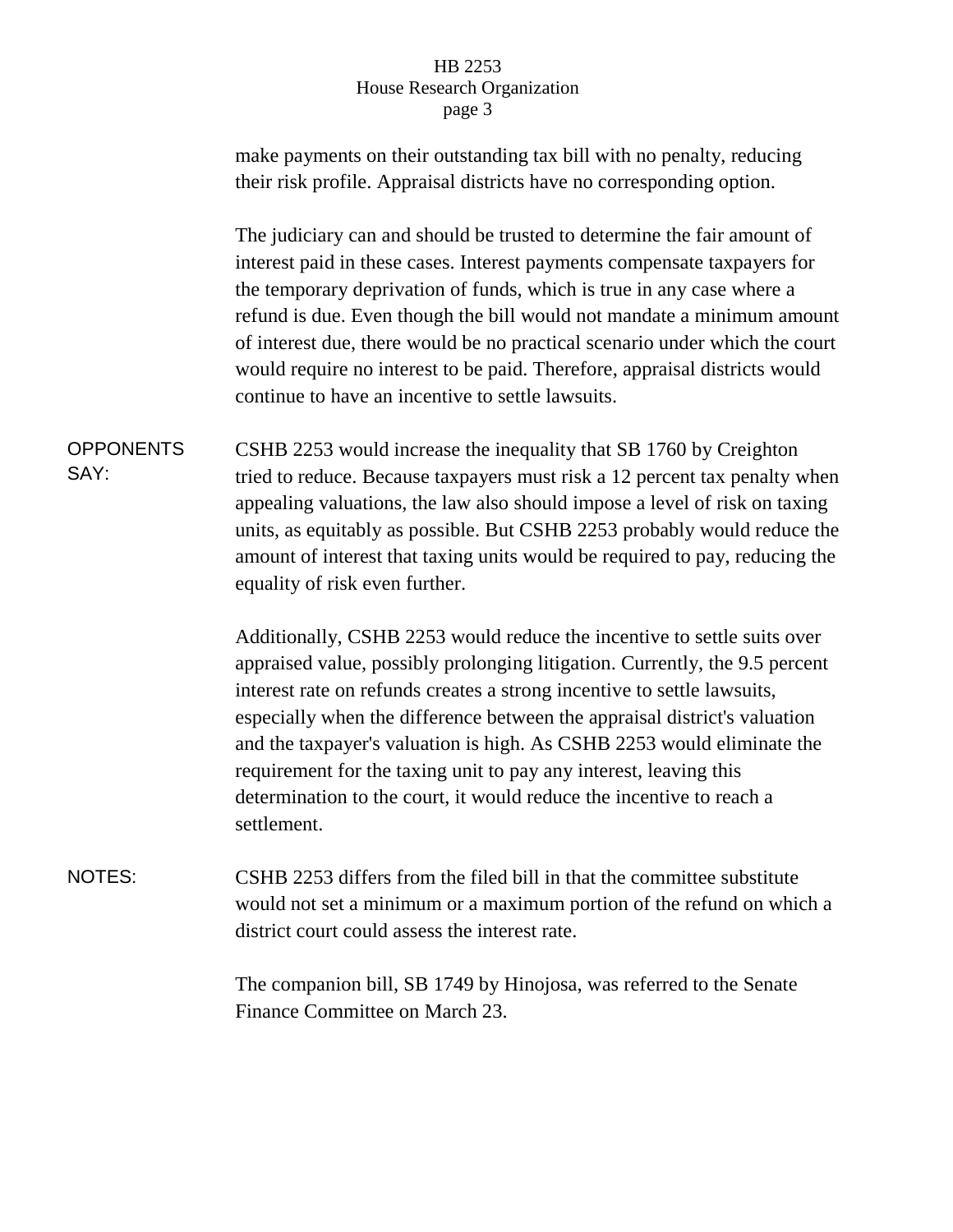make payments on their outstanding tax bill with no penalty, reducing their risk profile. Appraisal districts have no corresponding option.

The judiciary can and should be trusted to determine the fair amount of interest paid in these cases. Interest payments compensate taxpayers for the temporary deprivation of funds, which is true in any case where a refund is due. Even though the bill would not mandate a minimum amount of interest due, there would be no practical scenario under which the court would require no interest to be paid. Therefore, appraisal districts would continue to have an incentive to settle lawsuits.

**OPPONENTS SAY:** CSHB 2253 would increase the inequality that SB 1760 by Creighton tried to reduce. Because taxpayers must risk a 12 percent tax penalty when appealing valuations, the law also should impose a level of risk on taxing units, as equitably as possible. But CSHB 2253 probably would reduce the amount of interest that taxing units would be required to pay, reducing the equality of risk even further.

Additionally, CSHB 2253 would reduce the incentive to settle suits over appraised value, possibly prolonging litigation. Currently, the 9.5 percent interest rate on refunds creates a strong incentive to settle lawsuits, especially when the difference between the appraisal district's valuation and the taxpayer's valuation is high. As CSHB 2253 would eliminate the requirement for the taxing unit to pay any interest, leaving this determination to the court, it would reduce the incentive to reach a settlement.

**NOTES:** CSHB 2253 differs from the filed bill in that the committee substitute would not set a minimum or a maximum portion of the refund on which a district court could assess the interest rate.

The companion bill, SB 1749 by Hinojosa, was referred to the Senate Finance Committee on March 23.